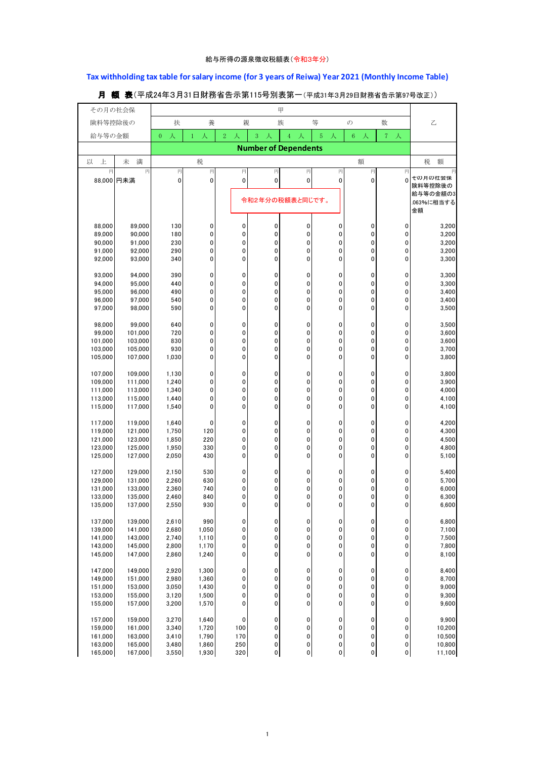給与所得の源泉徴収税額表（令和3年分）

**Tax withholding tax table for salary income (for 3 years of Reiwa) Year 2021 (Monthly Income Table)**

**月　額　表**（平成24年3月31日財務省告示第115号別表第一（平成31年3月29日財務省告示第97号改正））

| その月の社会保険料等控除後の給与等の金額 | | 甲 扶養親族等の数 | | | | | | | | 乙 |
|---|---|---|---|---|---|---|---|---|---|---|
| | | 0人 | 1人 | 2人 | 3人 | 4人 | 5人 | 6人 | 7人 | |
| | | Number of Dependents | | | | | | | | |
| 以上 | 未満 | 税額 | | | | | | | | 税額 |
| 円 | 円 | 円 | 円 | 円 | 円 | 円 | 円 | 円 | 円 | 円 |
| 88,000円未満 | | 0 | 0 | 0 | 0 | 0 | 0 | 0 | 0 | その月の社会保険料等控除後の給与等の金額の3.063%に相当する金額 |
| 88,000 | 89,000 | 130 | 0 | 0 | 0 | 0 | 0 | 0 | 0 | 3,200 |
| 89,000 | 90,000 | 180 | 0 | 0 | 0 | 0 | 0 | 0 | 0 | 3,200 |
| 90,000 | 91,000 | 230 | 0 | 0 | 0 | 0 | 0 | 0 | 0 | 3,200 |
| 91,000 | 92,000 | 290 | 0 | 0 | 0 | 0 | 0 | 0 | 0 | 3,200 |
| 92,000 | 93,000 | 340 | 0 | 0 | 0 | 0 | 0 | 0 | 0 | 3,300 |
| 93,000 | 94,000 | 390 | 0 | 0 | 0 | 0 | 0 | 0 | 0 | 3,300 |
| 94,000 | 95,000 | 440 | 0 | 0 | 0 | 0 | 0 | 0 | 0 | 3,300 |
| 95,000 | 96,000 | 490 | 0 | 0 | 0 | 0 | 0 | 0 | 0 | 3,400 |
| 96,000 | 97,000 | 540 | 0 | 0 | 0 | 0 | 0 | 0 | 0 | 3,400 |
| 97,000 | 98,000 | 590 | 0 | 0 | 0 | 0 | 0 | 0 | 0 | 3,500 |
| 98,000 | 99,000 | 640 | 0 | 0 | 0 | 0 | 0 | 0 | 0 | 3,500 |
| 99,000 | 101,000 | 720 | 0 | 0 | 0 | 0 | 0 | 0 | 0 | 3,600 |
| 101,000 | 103,000 | 830 | 0 | 0 | 0 | 0 | 0 | 0 | 0 | 3,600 |
| 103,000 | 105,000 | 930 | 0 | 0 | 0 | 0 | 0 | 0 | 0 | 3,700 |
| 105,000 | 107,000 | 1,030 | 0 | 0 | 0 | 0 | 0 | 0 | 0 | 3,800 |
| 107,000 | 109,000 | 1,130 | 0 | 0 | 0 | 0 | 0 | 0 | 0 | 3,800 |
| 109,000 | 111,000 | 1,240 | 0 | 0 | 0 | 0 | 0 | 0 | 0 | 3,900 |
| 111,000 | 113,000 | 1,340 | 0 | 0 | 0 | 0 | 0 | 0 | 0 | 4,000 |
| 113,000 | 115,000 | 1,440 | 0 | 0 | 0 | 0 | 0 | 0 | 0 | 4,100 |
| 115,000 | 117,000 | 1,540 | 0 | 0 | 0 | 0 | 0 | 0 | 0 | 4,100 |
| 117,000 | 119,000 | 1,640 | 0 | 0 | 0 | 0 | 0 | 0 | 0 | 4,200 |
| 119,000 | 121,000 | 1,750 | 120 | 0 | 0 | 0 | 0 | 0 | 0 | 4,300 |
| 121,000 | 123,000 | 1,850 | 220 | 0 | 0 | 0 | 0 | 0 | 0 | 4,500 |
| 123,000 | 125,000 | 1,950 | 330 | 0 | 0 | 0 | 0 | 0 | 0 | 4,800 |
| 125,000 | 127,000 | 2,050 | 430 | 0 | 0 | 0 | 0 | 0 | 0 | 5,100 |
| 127,000 | 129,000 | 2,150 | 530 | 0 | 0 | 0 | 0 | 0 | 0 | 5,400 |
| 129,000 | 131,000 | 2,260 | 630 | 0 | 0 | 0 | 0 | 0 | 0 | 5,700 |
| 131,000 | 133,000 | 2,360 | 740 | 0 | 0 | 0 | 0 | 0 | 0 | 6,000 |
| 133,000 | 135,000 | 2,460 | 840 | 0 | 0 | 0 | 0 | 0 | 0 | 6,300 |
| 135,000 | 137,000 | 2,550 | 930 | 0 | 0 | 0 | 0 | 0 | 0 | 6,600 |
| 137,000 | 139,000 | 2,610 | 990 | 0 | 0 | 0 | 0 | 0 | 0 | 6,800 |
| 139,000 | 141,000 | 2,680 | 1,050 | 0 | 0 | 0 | 0 | 0 | 0 | 7,100 |
| 141,000 | 143,000 | 2,740 | 1,110 | 0 | 0 | 0 | 0 | 0 | 0 | 7,500 |
| 143,000 | 145,000 | 2,800 | 1,170 | 0 | 0 | 0 | 0 | 0 | 0 | 7,800 |
| 145,000 | 147,000 | 2,860 | 1,240 | 0 | 0 | 0 | 0 | 0 | 0 | 8,100 |
| 147,000 | 149,000 | 2,920 | 1,300 | 0 | 0 | 0 | 0 | 0 | 0 | 8,400 |
| 149,000 | 151,000 | 2,980 | 1,360 | 0 | 0 | 0 | 0 | 0 | 0 | 8,700 |
| 151,000 | 153,000 | 3,050 | 1,430 | 0 | 0 | 0 | 0 | 0 | 0 | 9,000 |
| 153,000 | 155,000 | 3,120 | 1,500 | 0 | 0 | 0 | 0 | 0 | 0 | 9,300 |
| 155,000 | 157,000 | 3,200 | 1,570 | 0 | 0 | 0 | 0 | 0 | 0 | 9,600 |
| 157,000 | 159,000 | 3,270 | 1,640 | 0 | 0 | 0 | 0 | 0 | 0 | 9,900 |
| 159,000 | 161,000 | 3,340 | 1,720 | 100 | 0 | 0 | 0 | 0 | 0 | 10,200 |
| 161,000 | 163,000 | 3,410 | 1,790 | 170 | 0 | 0 | 0 | 0 | 0 | 10,500 |
| 163,000 | 165,000 | 3,480 | 1,860 | 250 | 0 | 0 | 0 | 0 | 0 | 10,800 |
| 165,000 | 167,000 | 3,550 | 1,930 | 320 | 0 | 0 | 0 | 0 | 0 | 11,100 |

令和2年分の税額表と同じです。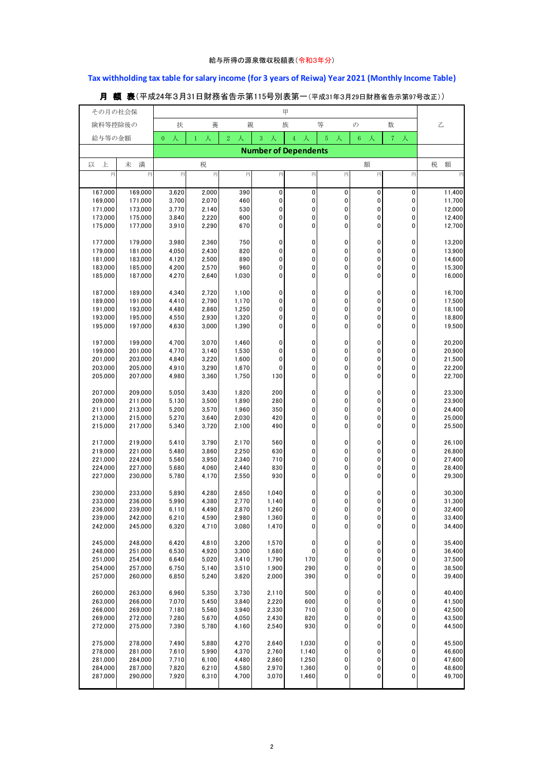給与所得の源泉徴収税額表（令和3年分）

**Tax withholding tax table for salary income (for 3 years of Reiwa) Year 2021 (Monthly Income Table)**

**月　額　表**（平成24年3月31日財務省告示第115号別表第一（平成31年3月29日財務省告示第97号改正））

| その月の社会保険料等控除後の給与等の金額 | | 甲 | | | | | | | | 乙 |
|---|---|---|---|---|---|---|---|---|---|---|
| | | 扶養親族等の数 | | | | | | | | |
| | | 0人 | 1人 | 2人 | 3人 | 4人 | 5人 | 6人 | 7人 | |
| | | Number of Dependents | | | | | | | | |
| 以上 | 未満 | 税額 | | | | | | | | 税額 |
| 円 | 円 | 円 | 円 | 円 | 円 | 円 | 円 | 円 | 円 | 円 |
| 167,000 | 169,000 | 3,620 | 2,000 | 390 | 0 | 0 | 0 | 0 | 0 | 11,400 |
| 169,000 | 171,000 | 3,700 | 2,070 | 460 | 0 | 0 | 0 | 0 | 0 | 11,700 |
| 171,000 | 173,000 | 3,770 | 2,140 | 530 | 0 | 0 | 0 | 0 | 0 | 12,000 |
| 173,000 | 175,000 | 3,840 | 2,220 | 600 | 0 | 0 | 0 | 0 | 0 | 12,400 |
| 175,000 | 177,000 | 3,910 | 2,290 | 670 | 0 | 0 | 0 | 0 | 0 | 12,700 |
| 177,000 | 179,000 | 3,980 | 2,360 | 750 | 0 | 0 | 0 | 0 | 0 | 13,200 |
| 179,000 | 181,000 | 4,050 | 2,430 | 820 | 0 | 0 | 0 | 0 | 0 | 13,900 |
| 181,000 | 183,000 | 4,120 | 2,500 | 890 | 0 | 0 | 0 | 0 | 0 | 14,600 |
| 183,000 | 185,000 | 4,200 | 2,570 | 960 | 0 | 0 | 0 | 0 | 0 | 15,300 |
| 185,000 | 187,000 | 4,270 | 2,640 | 1,030 | 0 | 0 | 0 | 0 | 0 | 16,000 |
| 187,000 | 189,000 | 4,340 | 2,720 | 1,100 | 0 | 0 | 0 | 0 | 0 | 16,700 |
| 189,000 | 191,000 | 4,410 | 2,790 | 1,170 | 0 | 0 | 0 | 0 | 0 | 17,500 |
| 191,000 | 193,000 | 4,480 | 2,860 | 1,250 | 0 | 0 | 0 | 0 | 0 | 18,100 |
| 193,000 | 195,000 | 4,550 | 2,930 | 1,320 | 0 | 0 | 0 | 0 | 0 | 18,800 |
| 195,000 | 197,000 | 4,630 | 3,000 | 1,390 | 0 | 0 | 0 | 0 | 0 | 19,500 |
| 197,000 | 199,000 | 4,700 | 3,070 | 1,460 | 0 | 0 | 0 | 0 | 0 | 20,200 |
| 199,000 | 201,000 | 4,770 | 3,140 | 1,530 | 0 | 0 | 0 | 0 | 0 | 20,900 |
| 201,000 | 203,000 | 4,840 | 3,220 | 1,600 | 0 | 0 | 0 | 0 | 0 | 21,500 |
| 203,000 | 205,000 | 4,910 | 3,290 | 1,670 | 0 | 0 | 0 | 0 | 0 | 22,200 |
| 205,000 | 207,000 | 4,980 | 3,360 | 1,750 | 130 | 0 | 0 | 0 | 0 | 22,700 |
| 207,000 | 209,000 | 5,050 | 3,430 | 1,820 | 200 | 0 | 0 | 0 | 0 | 23,300 |
| 209,000 | 211,000 | 5,130 | 3,500 | 1,890 | 280 | 0 | 0 | 0 | 0 | 23,900 |
| 211,000 | 213,000 | 5,200 | 3,570 | 1,960 | 350 | 0 | 0 | 0 | 0 | 24,400 |
| 213,000 | 215,000 | 5,270 | 3,640 | 2,030 | 420 | 0 | 0 | 0 | 0 | 25,000 |
| 215,000 | 217,000 | 5,340 | 3,720 | 2,100 | 490 | 0 | 0 | 0 | 0 | 25,500 |
| 217,000 | 219,000 | 5,410 | 3,790 | 2,170 | 560 | 0 | 0 | 0 | 0 | 26,100 |
| 219,000 | 221,000 | 5,480 | 3,860 | 2,250 | 630 | 0 | 0 | 0 | 0 | 26,800 |
| 221,000 | 224,000 | 5,560 | 3,950 | 2,340 | 710 | 0 | 0 | 0 | 0 | 27,400 |
| 224,000 | 227,000 | 5,680 | 4,060 | 2,440 | 830 | 0 | 0 | 0 | 0 | 28,400 |
| 227,000 | 230,000 | 5,780 | 4,170 | 2,550 | 930 | 0 | 0 | 0 | 0 | 29,300 |
| 230,000 | 233,000 | 5,890 | 4,280 | 2,650 | 1,040 | 0 | 0 | 0 | 0 | 30,300 |
| 233,000 | 236,000 | 5,990 | 4,380 | 2,770 | 1,140 | 0 | 0 | 0 | 0 | 31,300 |
| 236,000 | 239,000 | 6,110 | 4,490 | 2,870 | 1,260 | 0 | 0 | 0 | 0 | 32,400 |
| 239,000 | 242,000 | 6,210 | 4,590 | 2,980 | 1,360 | 0 | 0 | 0 | 0 | 33,400 |
| 242,000 | 245,000 | 6,320 | 4,710 | 3,080 | 1,470 | 0 | 0 | 0 | 0 | 34,400 |
| 245,000 | 248,000 | 6,420 | 4,810 | 3,200 | 1,570 | 0 | 0 | 0 | 0 | 35,400 |
| 248,000 | 251,000 | 6,530 | 4,920 | 3,300 | 1,680 | 0 | 0 | 0 | 0 | 36,400 |
| 251,000 | 254,000 | 6,640 | 5,020 | 3,410 | 1,790 | 170 | 0 | 0 | 0 | 37,500 |
| 254,000 | 257,000 | 6,750 | 5,140 | 3,510 | 1,900 | 290 | 0 | 0 | 0 | 38,500 |
| 257,000 | 260,000 | 6,850 | 5,240 | 3,620 | 2,000 | 390 | 0 | 0 | 0 | 39,400 |
| 260,000 | 263,000 | 6,960 | 5,350 | 3,730 | 2,110 | 500 | 0 | 0 | 0 | 40,400 |
| 263,000 | 266,000 | 7,070 | 5,450 | 3,840 | 2,220 | 600 | 0 | 0 | 0 | 41,500 |
| 266,000 | 269,000 | 7,180 | 5,560 | 3,940 | 2,330 | 710 | 0 | 0 | 0 | 42,500 |
| 269,000 | 272,000 | 7,280 | 5,670 | 4,050 | 2,430 | 820 | 0 | 0 | 0 | 43,500 |
| 272,000 | 275,000 | 7,390 | 5,780 | 4,160 | 2,540 | 930 | 0 | 0 | 0 | 44,500 |
| 275,000 | 278,000 | 7,490 | 5,880 | 4,270 | 2,640 | 1,030 | 0 | 0 | 0 | 45,500 |
| 278,000 | 281,000 | 7,610 | 5,990 | 4,370 | 2,760 | 1,140 | 0 | 0 | 0 | 46,600 |
| 281,000 | 284,000 | 7,710 | 6,100 | 4,480 | 2,860 | 1,250 | 0 | 0 | 0 | 47,600 |
| 284,000 | 287,000 | 7,820 | 6,210 | 4,580 | 2,970 | 1,360 | 0 | 0 | 0 | 48,600 |
| 287,000 | 290,000 | 7,920 | 6,310 | 4,700 | 3,070 | 1,460 | 0 | 0 | 0 | 49,700 |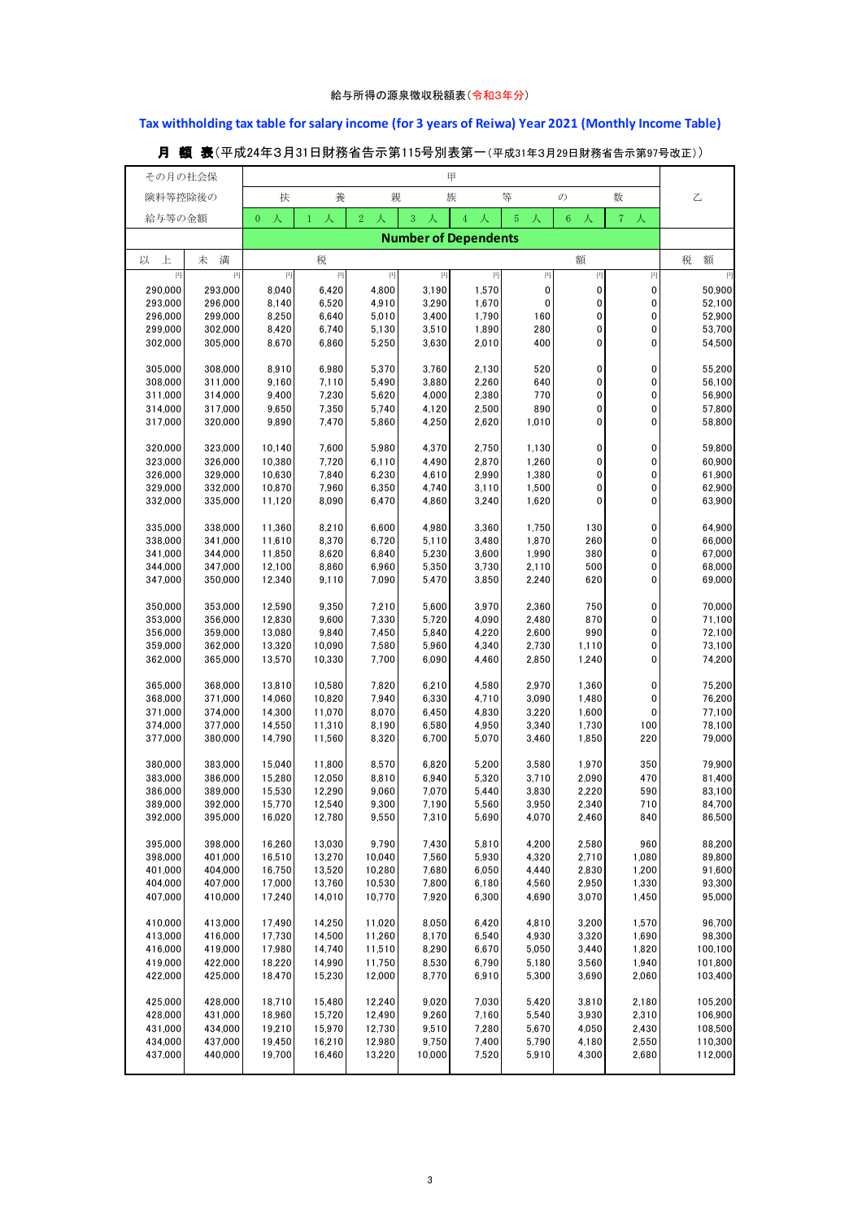給与所得の源泉徴収税額表（令和3年分）

**Tax withholding tax table for salary income (for 3 years of Reiwa) Year 2021 (Monthly Income Table)**

**月　額　表**（平成24年3月31日財務省告示第115号別表第一（平成31年3月29日財務省告示第97号改正））

| その月の社会保険料等控除後の給与等の金額 | | 甲 扶養親族等の数 Number of Dependents | | | | | | | | 乙 |
|---|---|---|---|---|---|---|---|---|---|---|
| | | 0人 | 1人 | 2人 | 3人 | 4人 | 5人 | 6人 | 7人 | |
| 以上 | 未満 | 税額 | | | | | | | | 税額 |
| 円 | 円 | 円 | 円 | 円 | 円 | 円 | 円 | 円 | 円 | 円 |
| 290,000 | 293,000 | 8,040 | 6,420 | 4,800 | 3,190 | 1,570 | 0 | 0 | 0 | 50,900 |
| 293,000 | 296,000 | 8,140 | 6,520 | 4,910 | 3,290 | 1,670 | 0 | 0 | 0 | 52,100 |
| 296,000 | 299,000 | 8,250 | 6,640 | 5,010 | 3,400 | 1,790 | 160 | 0 | 0 | 52,900 |
| 299,000 | 302,000 | 8,420 | 6,740 | 5,130 | 3,510 | 1,890 | 280 | 0 | 0 | 53,700 |
| 302,000 | 305,000 | 8,670 | 6,860 | 5,250 | 3,630 | 2,010 | 400 | 0 | 0 | 54,500 |
| 305,000 | 308,000 | 8,910 | 6,980 | 5,370 | 3,760 | 2,130 | 520 | 0 | 0 | 55,200 |
| 308,000 | 311,000 | 9,160 | 7,110 | 5,490 | 3,880 | 2,260 | 640 | 0 | 0 | 56,100 |
| 311,000 | 314,000 | 9,400 | 7,230 | 5,620 | 4,000 | 2,380 | 770 | 0 | 0 | 56,900 |
| 314,000 | 317,000 | 9,650 | 7,350 | 5,740 | 4,120 | 2,500 | 890 | 0 | 0 | 57,800 |
| 317,000 | 320,000 | 9,890 | 7,470 | 5,860 | 4,250 | 2,620 | 1,010 | 0 | 0 | 58,800 |
| 320,000 | 323,000 | 10,140 | 7,600 | 5,980 | 4,370 | 2,750 | 1,130 | 0 | 0 | 59,800 |
| 323,000 | 326,000 | 10,380 | 7,720 | 6,110 | 4,490 | 2,870 | 1,260 | 0 | 0 | 60,900 |
| 326,000 | 329,000 | 10,630 | 7,840 | 6,230 | 4,610 | 2,990 | 1,380 | 0 | 0 | 61,900 |
| 329,000 | 332,000 | 10,870 | 7,960 | 6,350 | 4,740 | 3,110 | 1,500 | 0 | 0 | 62,900 |
| 332,000 | 335,000 | 11,120 | 8,090 | 6,470 | 4,860 | 3,240 | 1,620 | 0 | 0 | 63,900 |
| 335,000 | 338,000 | 11,360 | 8,210 | 6,600 | 4,980 | 3,360 | 1,750 | 130 | 0 | 64,900 |
| 338,000 | 341,000 | 11,610 | 8,370 | 6,720 | 5,110 | 3,480 | 1,870 | 260 | 0 | 66,000 |
| 341,000 | 344,000 | 11,850 | 8,620 | 6,840 | 5,230 | 3,600 | 1,990 | 380 | 0 | 67,000 |
| 344,000 | 347,000 | 12,100 | 8,860 | 6,960 | 5,350 | 3,730 | 2,110 | 500 | 0 | 68,000 |
| 347,000 | 350,000 | 12,340 | 9,110 | 7,090 | 5,470 | 3,850 | 2,240 | 620 | 0 | 69,000 |
| 350,000 | 353,000 | 12,590 | 9,350 | 7,210 | 5,600 | 3,970 | 2,360 | 750 | 0 | 70,000 |
| 353,000 | 356,000 | 12,830 | 9,600 | 7,330 | 5,720 | 4,090 | 2,480 | 870 | 0 | 71,100 |
| 356,000 | 359,000 | 13,080 | 9,840 | 7,450 | 5,840 | 4,220 | 2,600 | 990 | 0 | 72,100 |
| 359,000 | 362,000 | 13,320 | 10,090 | 7,580 | 5,960 | 4,340 | 2,730 | 1,110 | 0 | 73,100 |
| 362,000 | 365,000 | 13,570 | 10,330 | 7,700 | 6,090 | 4,460 | 2,850 | 1,240 | 0 | 74,200 |
| 365,000 | 368,000 | 13,810 | 10,580 | 7,820 | 6,210 | 4,580 | 2,970 | 1,360 | 0 | 75,200 |
| 368,000 | 371,000 | 14,060 | 10,820 | 7,940 | 6,330 | 4,710 | 3,090 | 1,480 | 0 | 76,200 |
| 371,000 | 374,000 | 14,300 | 11,070 | 8,070 | 6,450 | 4,830 | 3,220 | 1,600 | 0 | 77,100 |
| 374,000 | 377,000 | 14,550 | 11,310 | 8,190 | 6,580 | 4,950 | 3,340 | 1,730 | 100 | 78,100 |
| 377,000 | 380,000 | 14,790 | 11,560 | 8,320 | 6,700 | 5,070 | 3,460 | 1,850 | 220 | 79,000 |
| 380,000 | 383,000 | 15,040 | 11,800 | 8,570 | 6,820 | 5,200 | 3,580 | 1,970 | 350 | 79,900 |
| 383,000 | 386,000 | 15,280 | 12,050 | 8,810 | 6,940 | 5,320 | 3,710 | 2,090 | 470 | 81,400 |
| 386,000 | 389,000 | 15,530 | 12,290 | 9,060 | 7,070 | 5,440 | 3,830 | 2,220 | 590 | 83,100 |
| 389,000 | 392,000 | 15,770 | 12,540 | 9,300 | 7,190 | 5,560 | 3,950 | 2,340 | 710 | 84,700 |
| 392,000 | 395,000 | 16,020 | 12,780 | 9,550 | 7,310 | 5,690 | 4,070 | 2,460 | 840 | 86,500 |
| 395,000 | 398,000 | 16,260 | 13,030 | 9,790 | 7,430 | 5,810 | 4,200 | 2,580 | 960 | 88,200 |
| 398,000 | 401,000 | 16,510 | 13,270 | 10,040 | 7,560 | 5,930 | 4,320 | 2,710 | 1,080 | 89,800 |
| 401,000 | 404,000 | 16,750 | 13,520 | 10,280 | 7,680 | 6,050 | 4,440 | 2,830 | 1,200 | 91,600 |
| 404,000 | 407,000 | 17,000 | 13,760 | 10,530 | 7,800 | 6,180 | 4,560 | 2,950 | 1,330 | 93,300 |
| 407,000 | 410,000 | 17,240 | 14,010 | 10,770 | 7,920 | 6,300 | 4,690 | 3,070 | 1,450 | 95,000 |
| 410,000 | 413,000 | 17,490 | 14,250 | 11,020 | 8,050 | 6,420 | 4,810 | 3,200 | 1,570 | 96,700 |
| 413,000 | 416,000 | 17,730 | 14,500 | 11,260 | 8,170 | 6,540 | 4,930 | 3,320 | 1,690 | 98,300 |
| 416,000 | 419,000 | 17,980 | 14,740 | 11,510 | 8,290 | 6,670 | 5,050 | 3,440 | 1,820 | 100,100 |
| 419,000 | 422,000 | 18,220 | 14,990 | 11,750 | 8,530 | 6,790 | 5,180 | 3,560 | 1,940 | 101,800 |
| 422,000 | 425,000 | 18,470 | 15,230 | 12,000 | 8,770 | 6,910 | 5,300 | 3,690 | 2,060 | 103,400 |
| 425,000 | 428,000 | 18,710 | 15,480 | 12,240 | 9,020 | 7,030 | 5,420 | 3,810 | 2,180 | 105,200 |
| 428,000 | 431,000 | 18,960 | 15,720 | 12,490 | 9,260 | 7,160 | 5,540 | 3,930 | 2,310 | 106,900 |
| 431,000 | 434,000 | 19,210 | 15,970 | 12,730 | 9,510 | 7,280 | 5,670 | 4,050 | 2,430 | 108,500 |
| 434,000 | 437,000 | 19,450 | 16,210 | 12,980 | 9,750 | 7,400 | 5,790 | 4,180 | 2,550 | 110,300 |
| 437,000 | 440,000 | 19,700 | 16,460 | 13,220 | 10,000 | 7,520 | 5,910 | 4,300 | 2,680 | 112,000 |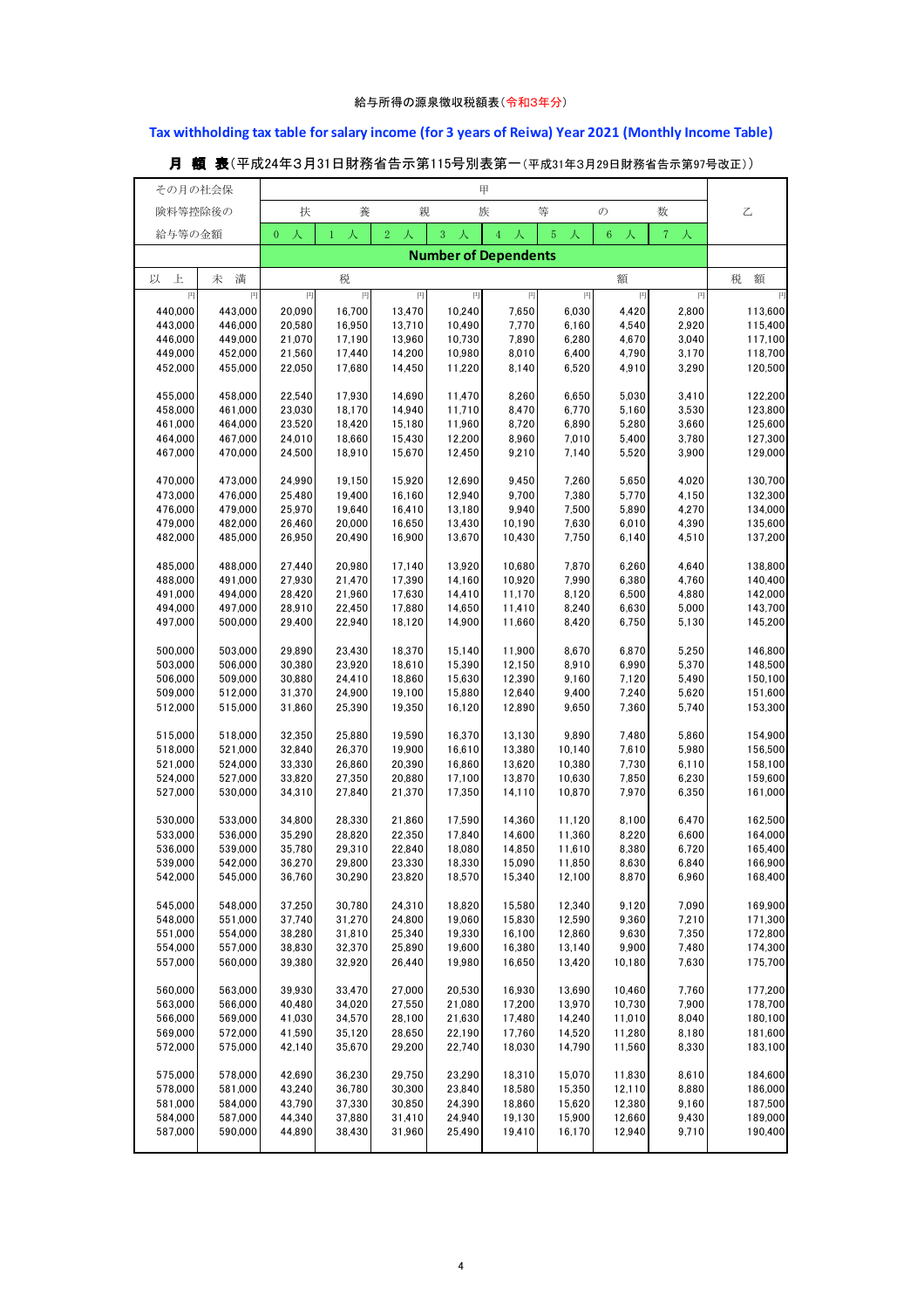給与所得の源泉徴収税額表（令和3年分）

**Tax withholding tax table for salary income (for 3 years of Reiwa) Year 2021 (Monthly Income Table)**

**月　額　表**（平成24年3月31日財務省告示第115号別表第一（平成31年3月29日財務省告示第97号改正））

| その月の社会保険料等控除後の給与等の金額 | | 甲 | | | | | | | | 乙 |
|---|---|---|---|---|---|---|---|---|---|---|
| | | 扶養親族等の数 / Number of Dependents | | | | | | | | |
| | | 0 人 | 1 人 | 2 人 | 3 人 | 4 人 | 5 人 | 6 人 | 7 人 | |
| 以　上 | 未　満 | 税額 | | | | | | | | 税　額 |
| 円 | 円 | 円 | 円 | 円 | 円 | 円 | 円 | 円 | 円 | 円 |
| 440,000 | 443,000 | 20,090 | 16,700 | 13,470 | 10,240 | 7,650 | 6,030 | 4,420 | 2,800 | 113,600 |
| 443,000 | 446,000 | 20,580 | 16,950 | 13,710 | 10,490 | 7,770 | 6,160 | 4,540 | 2,920 | 115,400 |
| 446,000 | 449,000 | 21,070 | 17,190 | 13,960 | 10,730 | 7,890 | 6,280 | 4,670 | 3,040 | 117,100 |
| 449,000 | 452,000 | 21,560 | 17,440 | 14,200 | 10,980 | 8,010 | 6,400 | 4,790 | 3,170 | 118,700 |
| 452,000 | 455,000 | 22,050 | 17,680 | 14,450 | 11,220 | 8,140 | 6,520 | 4,910 | 3,290 | 120,500 |
| 455,000 | 458,000 | 22,540 | 17,930 | 14,690 | 11,470 | 8,260 | 6,650 | 5,030 | 3,410 | 122,200 |
| 458,000 | 461,000 | 23,030 | 18,170 | 14,940 | 11,710 | 8,470 | 6,770 | 5,160 | 3,530 | 123,800 |
| 461,000 | 464,000 | 23,520 | 18,420 | 15,180 | 11,960 | 8,720 | 6,890 | 5,280 | 3,660 | 125,600 |
| 464,000 | 467,000 | 24,010 | 18,660 | 15,430 | 12,200 | 8,960 | 7,010 | 5,400 | 3,780 | 127,300 |
| 467,000 | 470,000 | 24,500 | 18,910 | 15,670 | 12,450 | 9,210 | 7,140 | 5,520 | 3,900 | 129,000 |
| 470,000 | 473,000 | 24,990 | 19,150 | 15,920 | 12,690 | 9,450 | 7,260 | 5,650 | 4,020 | 130,700 |
| 473,000 | 476,000 | 25,480 | 19,400 | 16,160 | 12,940 | 9,700 | 7,380 | 5,770 | 4,150 | 132,300 |
| 476,000 | 479,000 | 25,970 | 19,640 | 16,410 | 13,180 | 9,940 | 7,500 | 5,890 | 4,270 | 134,000 |
| 479,000 | 482,000 | 26,460 | 20,000 | 16,650 | 13,430 | 10,190 | 7,630 | 6,010 | 4,390 | 135,600 |
| 482,000 | 485,000 | 26,950 | 20,490 | 16,900 | 13,670 | 10,430 | 7,750 | 6,140 | 4,510 | 137,200 |
| 485,000 | 488,000 | 27,440 | 20,980 | 17,140 | 13,920 | 10,680 | 7,870 | 6,260 | 4,640 | 138,800 |
| 488,000 | 491,000 | 27,930 | 21,470 | 17,390 | 14,160 | 10,920 | 7,990 | 6,380 | 4,760 | 140,400 |
| 491,000 | 494,000 | 28,420 | 21,960 | 17,630 | 14,410 | 11,170 | 8,120 | 6,500 | 4,880 | 142,000 |
| 494,000 | 497,000 | 28,910 | 22,450 | 17,880 | 14,650 | 11,410 | 8,240 | 6,630 | 5,000 | 143,700 |
| 497,000 | 500,000 | 29,400 | 22,940 | 18,120 | 14,900 | 11,660 | 8,420 | 6,750 | 5,130 | 145,200 |
| 500,000 | 503,000 | 29,890 | 23,430 | 18,370 | 15,140 | 11,900 | 8,670 | 6,870 | 5,250 | 146,800 |
| 503,000 | 506,000 | 30,380 | 23,920 | 18,610 | 15,390 | 12,150 | 8,910 | 6,990 | 5,370 | 148,500 |
| 506,000 | 509,000 | 30,880 | 24,410 | 18,860 | 15,630 | 12,390 | 9,160 | 7,120 | 5,490 | 150,100 |
| 509,000 | 512,000 | 31,370 | 24,900 | 19,100 | 15,880 | 12,640 | 9,400 | 7,240 | 5,620 | 151,600 |
| 512,000 | 515,000 | 31,860 | 25,390 | 19,350 | 16,120 | 12,890 | 9,650 | 7,360 | 5,740 | 153,300 |
| 515,000 | 518,000 | 32,350 | 25,880 | 19,590 | 16,370 | 13,130 | 9,890 | 7,480 | 5,860 | 154,900 |
| 518,000 | 521,000 | 32,840 | 26,370 | 19,900 | 16,610 | 13,380 | 10,140 | 7,610 | 5,980 | 156,500 |
| 521,000 | 524,000 | 33,330 | 26,860 | 20,390 | 16,860 | 13,620 | 10,380 | 7,730 | 6,110 | 158,100 |
| 524,000 | 527,000 | 33,820 | 27,350 | 20,880 | 17,100 | 13,870 | 10,630 | 7,850 | 6,230 | 159,600 |
| 527,000 | 530,000 | 34,310 | 27,840 | 21,370 | 17,350 | 14,110 | 10,870 | 7,970 | 6,350 | 161,000 |
| 530,000 | 533,000 | 34,800 | 28,330 | 21,860 | 17,590 | 14,360 | 11,120 | 8,100 | 6,470 | 162,500 |
| 533,000 | 536,000 | 35,290 | 28,820 | 22,350 | 17,840 | 14,600 | 11,360 | 8,220 | 6,600 | 164,000 |
| 536,000 | 539,000 | 35,780 | 29,310 | 22,840 | 18,080 | 14,850 | 11,610 | 8,380 | 6,720 | 165,400 |
| 539,000 | 542,000 | 36,270 | 29,800 | 23,330 | 18,330 | 15,090 | 11,850 | 8,630 | 6,840 | 166,900 |
| 542,000 | 545,000 | 36,760 | 30,290 | 23,820 | 18,570 | 15,340 | 12,100 | 8,870 | 6,960 | 168,400 |
| 545,000 | 548,000 | 37,250 | 30,780 | 24,310 | 18,820 | 15,580 | 12,340 | 9,120 | 7,090 | 169,900 |
| 548,000 | 551,000 | 37,740 | 31,270 | 24,800 | 19,060 | 15,830 | 12,590 | 9,360 | 7,210 | 171,300 |
| 551,000 | 554,000 | 38,280 | 31,810 | 25,340 | 19,330 | 16,100 | 12,860 | 9,630 | 7,350 | 172,800 |
| 554,000 | 557,000 | 38,830 | 32,370 | 25,890 | 19,600 | 16,380 | 13,140 | 9,900 | 7,480 | 174,300 |
| 557,000 | 560,000 | 39,380 | 32,920 | 26,440 | 19,980 | 16,650 | 13,420 | 10,180 | 7,630 | 175,700 |
| 560,000 | 563,000 | 39,930 | 33,470 | 27,000 | 20,530 | 16,930 | 13,690 | 10,460 | 7,760 | 177,200 |
| 563,000 | 566,000 | 40,480 | 34,020 | 27,550 | 21,080 | 17,200 | 13,970 | 10,730 | 7,900 | 178,700 |
| 566,000 | 569,000 | 41,030 | 34,570 | 28,100 | 21,630 | 17,480 | 14,240 | 11,010 | 8,040 | 180,100 |
| 569,000 | 572,000 | 41,590 | 35,120 | 28,650 | 22,190 | 17,760 | 14,520 | 11,280 | 8,180 | 181,600 |
| 572,000 | 575,000 | 42,140 | 35,670 | 29,200 | 22,740 | 18,030 | 14,790 | 11,560 | 8,330 | 183,100 |
| 575,000 | 578,000 | 42,690 | 36,230 | 29,750 | 23,290 | 18,310 | 15,070 | 11,830 | 8,610 | 184,600 |
| 578,000 | 581,000 | 43,240 | 36,780 | 30,300 | 23,840 | 18,580 | 15,350 | 12,110 | 8,880 | 186,000 |
| 581,000 | 584,000 | 43,790 | 37,330 | 30,850 | 24,390 | 18,860 | 15,620 | 12,380 | 9,160 | 187,500 |
| 584,000 | 587,000 | 44,340 | 37,880 | 31,410 | 24,940 | 19,130 | 15,900 | 12,660 | 9,430 | 189,000 |
| 587,000 | 590,000 | 44,890 | 38,430 | 31,960 | 25,490 | 19,410 | 16,170 | 12,940 | 9,710 | 190,400 |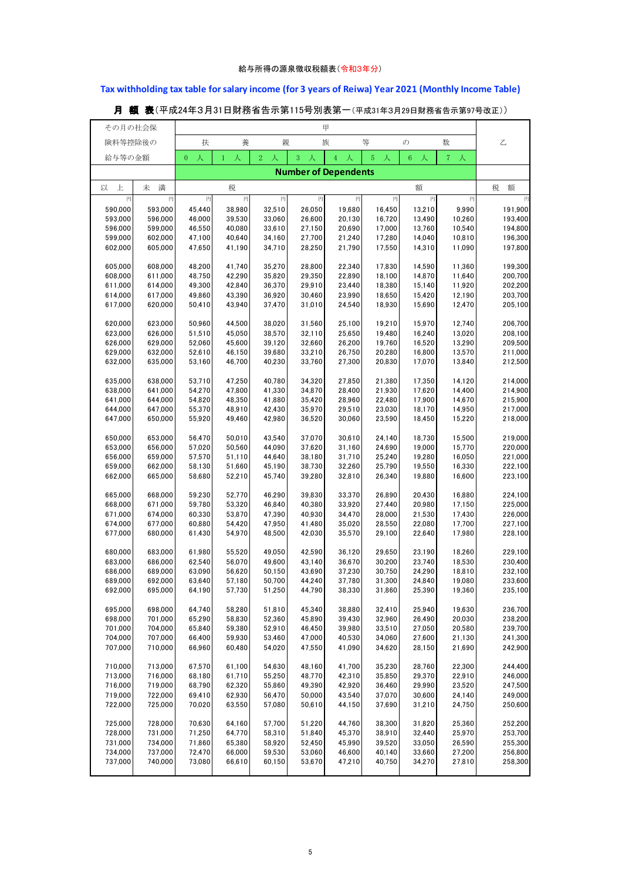給与所得の源泉徴収税額表（令和3年分）

**Tax withholding tax table for salary income (for 3 years of Reiwa) Year 2021 (Monthly Income Table)**

**月　額　表**（平成24年３月31日財務省告示第115号別表第一（平成31年３月29日財務省告示第97号改正））

| その月の社会保険料等控除後の給与等の金額 | | 甲 | | | | | | | | 乙 |
|---|---|---|---|---|---|---|---|---|---|---|
| | | 扶養親族等の数 | | | | | | | | |
| | | 0 人 | 1 人 | 2 人 | 3 人 | 4 人 | 5 人 | 6 人 | 7 人 | |
| | | Number of Dependents | | | | | | | | |
| 以 上 | 未 満 | 税額 | | | | | | | | 税 額 |
| 円 | 円 | 円 | 円 | 円 | 円 | 円 | 円 | 円 | 円 | 円 |
| 590,000 | 593,000 | 45,440 | 38,980 | 32,510 | 26,050 | 19,680 | 16,450 | 13,210 | 9,990 | 191,900 |
| 593,000 | 596,000 | 46,000 | 39,530 | 33,060 | 26,600 | 20,130 | 16,720 | 13,490 | 10,260 | 193,400 |
| 596,000 | 599,000 | 46,550 | 40,080 | 33,610 | 27,150 | 20,690 | 17,000 | 13,760 | 10,540 | 194,800 |
| 599,000 | 602,000 | 47,100 | 40,640 | 34,160 | 27,700 | 21,240 | 17,280 | 14,040 | 10,810 | 196,300 |
| 602,000 | 605,000 | 47,650 | 41,190 | 34,710 | 28,250 | 21,790 | 17,550 | 14,310 | 11,090 | 197,800 |
| 605,000 | 608,000 | 48,200 | 41,740 | 35,270 | 28,800 | 22,340 | 17,830 | 14,590 | 11,360 | 199,300 |
| 608,000 | 611,000 | 48,750 | 42,290 | 35,820 | 29,350 | 22,890 | 18,100 | 14,870 | 11,640 | 200,700 |
| 611,000 | 614,000 | 49,300 | 42,840 | 36,370 | 29,910 | 23,440 | 18,380 | 15,140 | 11,920 | 202,200 |
| 614,000 | 617,000 | 49,860 | 43,390 | 36,920 | 30,460 | 23,990 | 18,650 | 15,420 | 12,190 | 203,700 |
| 617,000 | 620,000 | 50,410 | 43,940 | 37,470 | 31,010 | 24,540 | 18,930 | 15,690 | 12,470 | 205,100 |
| 620,000 | 623,000 | 50,960 | 44,500 | 38,020 | 31,560 | 25,100 | 19,210 | 15,970 | 12,740 | 206,700 |
| 623,000 | 626,000 | 51,510 | 45,050 | 38,570 | 32,110 | 25,650 | 19,480 | 16,240 | 13,020 | 208,100 |
| 626,000 | 629,000 | 52,060 | 45,600 | 39,120 | 32,660 | 26,200 | 19,760 | 16,520 | 13,290 | 209,500 |
| 629,000 | 632,000 | 52,610 | 46,150 | 39,680 | 33,210 | 26,750 | 20,280 | 16,800 | 13,570 | 211,000 |
| 632,000 | 635,000 | 53,160 | 46,700 | 40,230 | 33,760 | 27,300 | 20,830 | 17,070 | 13,840 | 212,500 |
| 635,000 | 638,000 | 53,710 | 47,250 | 40,780 | 34,320 | 27,850 | 21,380 | 17,350 | 14,120 | 214,000 |
| 638,000 | 641,000 | 54,270 | 47,800 | 41,330 | 34,870 | 28,400 | 21,930 | 17,620 | 14,400 | 214,900 |
| 641,000 | 644,000 | 54,820 | 48,350 | 41,880 | 35,420 | 28,960 | 22,480 | 17,900 | 14,670 | 215,900 |
| 644,000 | 647,000 | 55,370 | 48,910 | 42,430 | 35,970 | 29,510 | 23,030 | 18,170 | 14,950 | 217,000 |
| 647,000 | 650,000 | 55,920 | 49,460 | 42,980 | 36,520 | 30,060 | 23,590 | 18,450 | 15,220 | 218,000 |
| 650,000 | 653,000 | 56,470 | 50,010 | 43,540 | 37,070 | 30,610 | 24,140 | 18,730 | 15,500 | 219,000 |
| 653,000 | 656,000 | 57,020 | 50,560 | 44,090 | 37,620 | 31,160 | 24,690 | 19,000 | 15,770 | 220,000 |
| 656,000 | 659,000 | 57,570 | 51,110 | 44,640 | 38,180 | 31,710 | 25,240 | 19,280 | 16,050 | 221,000 |
| 659,000 | 662,000 | 58,130 | 51,660 | 45,190 | 38,730 | 32,260 | 25,790 | 19,550 | 16,330 | 222,100 |
| 662,000 | 665,000 | 58,680 | 52,210 | 45,740 | 39,280 | 32,810 | 26,340 | 19,880 | 16,600 | 223,100 |
| 665,000 | 668,000 | 59,230 | 52,770 | 46,290 | 39,830 | 33,370 | 26,890 | 20,430 | 16,880 | 224,100 |
| 668,000 | 671,000 | 59,780 | 53,320 | 46,840 | 40,380 | 33,920 | 27,440 | 20,980 | 17,150 | 225,000 |
| 671,000 | 674,000 | 60,330 | 53,870 | 47,390 | 40,930 | 34,470 | 28,000 | 21,530 | 17,430 | 226,000 |
| 674,000 | 677,000 | 60,880 | 54,420 | 47,950 | 41,480 | 35,020 | 28,550 | 22,080 | 17,700 | 227,100 |
| 677,000 | 680,000 | 61,430 | 54,970 | 48,500 | 42,030 | 35,570 | 29,100 | 22,640 | 17,980 | 228,100 |
| 680,000 | 683,000 | 61,980 | 55,520 | 49,050 | 42,590 | 36,120 | 29,650 | 23,190 | 18,260 | 229,100 |
| 683,000 | 686,000 | 62,540 | 56,070 | 49,600 | 43,140 | 36,670 | 30,200 | 23,740 | 18,530 | 230,400 |
| 686,000 | 689,000 | 63,090 | 56,620 | 50,150 | 43,690 | 37,230 | 30,750 | 24,290 | 18,810 | 232,100 |
| 689,000 | 692,000 | 63,640 | 57,180 | 50,700 | 44,240 | 37,780 | 31,300 | 24,840 | 19,080 | 233,600 |
| 692,000 | 695,000 | 64,190 | 57,730 | 51,250 | 44,790 | 38,330 | 31,860 | 25,390 | 19,360 | 235,100 |
| 695,000 | 698,000 | 64,740 | 58,280 | 51,810 | 45,340 | 38,880 | 32,410 | 25,940 | 19,630 | 236,700 |
| 698,000 | 701,000 | 65,290 | 58,830 | 52,360 | 45,890 | 39,430 | 32,960 | 26,490 | 20,030 | 238,200 |
| 701,000 | 704,000 | 65,840 | 59,380 | 52,910 | 46,450 | 39,980 | 33,510 | 27,050 | 20,580 | 239,700 |
| 704,000 | 707,000 | 66,400 | 59,930 | 53,460 | 47,000 | 40,530 | 34,060 | 27,600 | 21,130 | 241,300 |
| 707,000 | 710,000 | 66,960 | 60,480 | 54,020 | 47,550 | 41,090 | 34,620 | 28,150 | 21,690 | 242,900 |
| 710,000 | 713,000 | 67,570 | 61,100 | 54,630 | 48,160 | 41,700 | 35,230 | 28,760 | 22,300 | 244,400 |
| 713,000 | 716,000 | 68,180 | 61,710 | 55,250 | 48,770 | 42,310 | 35,850 | 29,370 | 22,910 | 246,000 |
| 716,000 | 719,000 | 68,790 | 62,320 | 55,860 | 49,390 | 42,920 | 36,460 | 29,990 | 23,520 | 247,500 |
| 719,000 | 722,000 | 69,410 | 62,930 | 56,470 | 50,000 | 43,540 | 37,070 | 30,600 | 24,140 | 249,000 |
| 722,000 | 725,000 | 70,020 | 63,550 | 57,080 | 50,610 | 44,150 | 37,690 | 31,210 | 24,750 | 250,600 |
| 725,000 | 728,000 | 70,630 | 64,160 | 57,700 | 51,220 | 44,760 | 38,300 | 31,820 | 25,360 | 252,200 |
| 728,000 | 731,000 | 71,250 | 64,770 | 58,310 | 51,840 | 45,370 | 38,910 | 32,440 | 25,970 | 253,700 |
| 731,000 | 734,000 | 71,860 | 65,380 | 58,920 | 52,450 | 45,990 | 39,520 | 33,050 | 26,590 | 255,300 |
| 734,000 | 737,000 | 72,470 | 66,000 | 59,530 | 53,060 | 46,600 | 40,140 | 33,660 | 27,200 | 256,800 |
| 737,000 | 740,000 | 73,080 | 66,610 | 60,150 | 53,670 | 47,210 | 40,750 | 34,270 | 27,810 | 258,300 |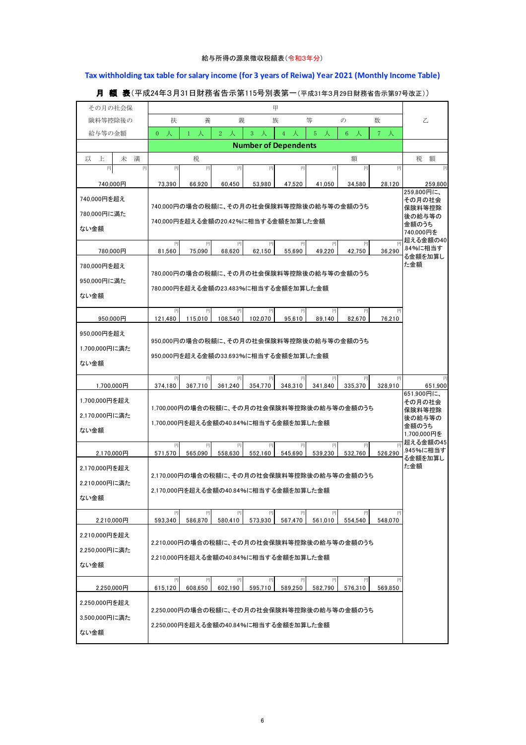給与所得の源泉徴収税額表（令和3年分）

**Tax withholding tax table for salary income (for 3 years of Reiwa) Year 2021 (Monthly Income Table)**

**月　額　表**（平成24年3月31日財務省告示第115号別表第一（平成31年3月29日財務省告示第97号改正））

| その月の社会保険料等控除後の給与等の金額 | | 甲 扶養親族等の数 Number of Dependents | | | | | | | | 乙 |
|---|---|---|---|---|---|---|---|---|---|---|
| 以上 | 未満 | 0人 | 1人 | 2人 | 3人 | 4人 | 5人 | 6人 | 7人 | 税額 |
| 円 | 円 | 税額 円 | 円 | 円 | 円 | 円 | 円 | 円 | 円 | 円 |
| 740,000円 | | 73,390 | 66,920 | 60,450 | 53,980 | 47,520 | 41,050 | 34,580 | 28,120 | 259,800 |
| 740,000円を超え780,000円に満たない金額 | | 740,000円の場合の税額に、その月の社会保険料等控除後の給与等の金額のうち740,000円を超える金額の20.42%に相当する金額を加算した金額 | | | | | | | | 259,800円に、その月の社会保険料等控除後の給与等の金額のうち740,000円を超える金額の40.84%に相当する金額を加算した金額 |
| 780,000円 | | 81,560 | 75,090 | 68,620 | 62,150 | 55,690 | 49,220 | 42,750 | 36,290 | |
| 780,000円を超え950,000円に満たない金額 | | 780,000円の場合の税額に、その月の社会保険料等控除後の給与等の金額のうち780,000円を超える金額の23.483%に相当する金額を加算した金額 | | | | | | | | |
| 950,000円 | | 121,480 | 115,010 | 108,540 | 102,070 | 95,610 | 89,140 | 82,670 | 76,210 | |
| 950,000円を超え1,700,000円に満たない金額 | | 950,000円の場合の税額に、その月の社会保険料等控除後の給与等の金額のうち950,000円を超える金額の33.693%に相当する金額を加算した金額 | | | | | | | | |
| 1,700,000円 | | 374,180 | 367,710 | 361,240 | 354,770 | 348,310 | 341,840 | 335,370 | 328,910 | 651,900 |
| 1,700,000円を超え2,170,000円に満たない金額 | | 1,700,000円の場合の税額に、その月の社会保険料等控除後の給与等の金額のうち1,700,000円を超える金額の40.84%に相当する金額を加算した金額 | | | | | | | | 651,900円に、その月の社会保険料等控除後の給与等の金額のうち1,700,000円を超える金額の45.945%に相当する金額を加算した金額 |
| 2,170,000円 | | 571,570 | 565,090 | 558,630 | 552,160 | 545,690 | 539,230 | 532,760 | 526,290 | |
| 2,170,000円を超え2,210,000円に満たない金額 | | 2,170,000円の場合の税額に、その月の社会保険料等控除後の給与等の金額のうち2,170,000円を超える金額の40.84%に相当する金額を加算した金額 | | | | | | | | |
| 2,210,000円 | | 593,340 | 586,870 | 580,410 | 573,930 | 567,470 | 561,010 | 554,540 | 548,070 | |
| 2,210,000円を超え2,250,000円に満たない金額 | | 2,210,000円の場合の税額に、その月の社会保険料等控除後の給与等の金額のうち2,210,000円を超える金額の40.84%に相当する金額を加算した金額 | | | | | | | | |
| 2,250,000円 | | 615,120 | 608,650 | 602,190 | 595,710 | 589,250 | 582,790 | 576,310 | 569,850 | |
| 2,250,000円を超え3,500,000円に満たない金額 | | 2,250,000円の場合の税額に、その月の社会保険料等控除後の給与等の金額のうち2,250,000円を超える金額の40.84%に相当する金額を加算した金額 | | | | | | | | |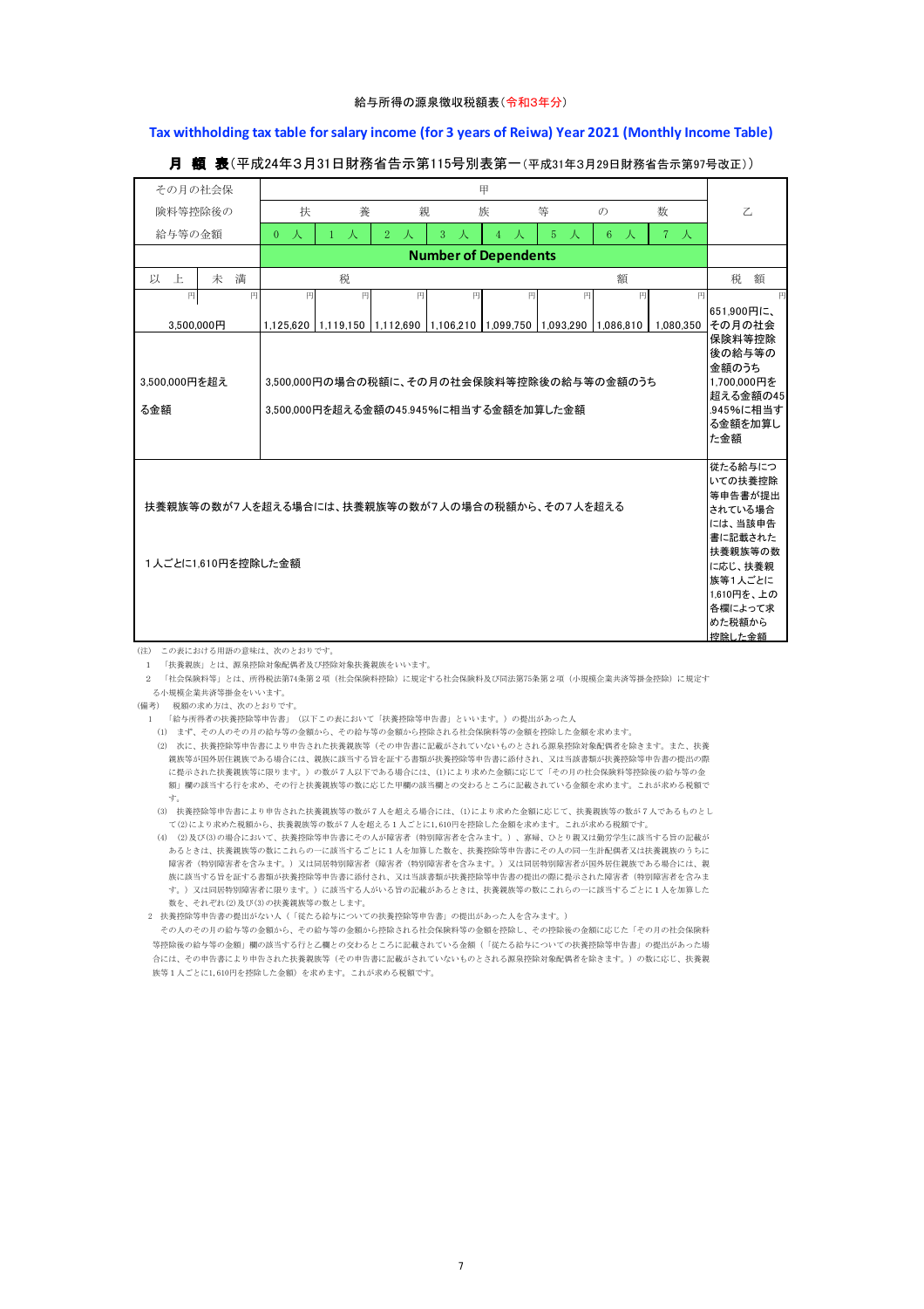給与所得の源泉徴収税額表（令和3年分）

**Tax withholding tax table for salary income (for 3 years of Reiwa) Year 2021 (Monthly Income Table)**

**月　額　表**（平成24年3月31日財務省告示第115号別表第一（平成31年3月29日財務省告示第97号改正））

| その月の社会保険料等控除後の給与等の金額 | | 甲 | | | | | | | | 乙 |
|---|---|---|---|---|---|---|---|---|---|---|
| | | 扶養親族等の数 | | | | | | | | |
| | | 0人 | 1人 | 2人 | 3人 | 4人 | 5人 | 6人 | 7人 | |
| | | Number of Dependents | | | | | | | | |
| 以上 | 未満 | 税額 | | | | | | | | 税額 |
| 円 | 円 | 円 | 円 | 円 | 円 | 円 | 円 | 円 | 円 | 円 |
| 3,500,000円 | | 1,125,620 | 1,119,150 | 1,112,690 | 1,106,210 | 1,099,750 | 1,093,290 | 1,086,810 | 1,080,350 | 651,900円に、その月の社会保険料等控除後の給与等の金額のうち1,700,000円を超える金額の45.945%に相当する金額を加算した金額 |
| 3,500,000円を超える金額 | | 3,500,000円の場合の税額に、その月の社会保険料等控除後の給与等の金額のうち3,500,000円を超える金額の45.945%に相当する金額を加算した金額 | | | | | | | | |
| 扶養親族等の数が7人を超える場合には、扶養親族等の数が7人の場合の税額から、その7人を超える1人ごとに1,610円を控除した金額 | | | | | | | | | | 従たる給与についての扶養控除等申告書が提出されている場合には、当該申告書に記載された扶養親族等の数に応じ、扶養親族等1人ごとに1,610円を、上の各欄によって求めた税額から控除した金額 |

（注）　この表における用語の意味は、次のとおりです。

1　「扶養親族」とは、源泉控除対象配偶者及び控除対象扶養親族をいいます。

2　「社会保険料等」とは、所得税法第74条第２項（社会保険料控除）に規定する社会保険料及び同法第75条第２項（小規模企業共済等掛金控除）に規定する小規模企業共済等掛金をいいます。

（備考）　税額の求め方は、次のとおりです。

1　「給与所得者の扶養控除等申告書」（以下この表において「扶養控除等申告書」といいます。）の提出があった人

(1)　まず、その人のその月の給与等の金額から、その給与等の金額から控除される社会保険料等の金額を控除した金額を求めます。

(2)　次に、扶養控除等申告書により申告された扶養親族等（その申告書に記載がされていないものとされる源泉控除対象配偶者を除きます。また、扶養親族等が国外居住親族である場合には、親族に該当する旨を証する書類が扶養控除等申告書に添付され、又は当該書類が扶養控除等申告書の提出の際に提示された扶養親族等に限ります。）の数が７人以下である場合には、(1)により求めた金額に応じて「その月の社会保険料等控除後の給与等の金額」欄の該当する行を求め、その行と扶養親族等の数に応じた甲欄の該当欄との交わるところに記載されている金額を求めます。これが求める税額です。

(3)　扶養控除等申告書により申告された扶養親族等の数が７人を超える場合には、(1)により求めた金額に応じて、扶養親族等の数が７人であるものとして(2)により求めた税額から、扶養親族等の数が７人を超える１人ごとに1,610円を控除した金額を求めます。これが求める税額です。

(4)　(2)及び(3)の場合において、扶養控除等申告書にその人が障害者（特別障害者を含みます。）、寡婦、ひとり親又は勤労学生に該当する旨の記載があるときは、扶養親族等の数にこれらの一に該当するごとに１人を加算した数を、扶養控除等申告書にその人の同一生計配偶者又は扶養親族のうちに障害者（特別障害者を含みます。）又は同居特別障害者（障害者（特別障害者を含みます。）又は同居特別障害者が国外居住親族である場合には、親族に該当する旨を証する書類が扶養控除等申告書に添付され、又は当該書類が扶養控除等申告書の提出の際に提示された障害者（特別障害者を含みます。）又は同居特別障害者に限ります。）に該当する人がいる旨の記載があるときは、扶養親族等の数にこれらの一に該当するごとに１人を加算した数を、それぞれ(2)及び(3)の扶養親族等の数とします。

2　扶養控除等申告書の提出がない人（「従たる給与についての扶養控除等申告書」の提出があった人を含みます。）

その人のその月の給与等の金額から、その給与等の金額から控除される社会保険料等の金額を控除し、その控除後の金額に応じた「その月の社会保険料等控除後の給与等の金額」欄の該当する行と乙欄との交わるところに記載されている金額（「従たる給与についての扶養控除等申告書」の提出があった場合には、その申告書により申告された扶養親族等（その申告書に記載がされていないものとされる源泉控除対象配偶者を除きます。）の数に応じ、扶養親族等１人ごとに1,610円を控除した金額）を求めます。これが求める税額です。